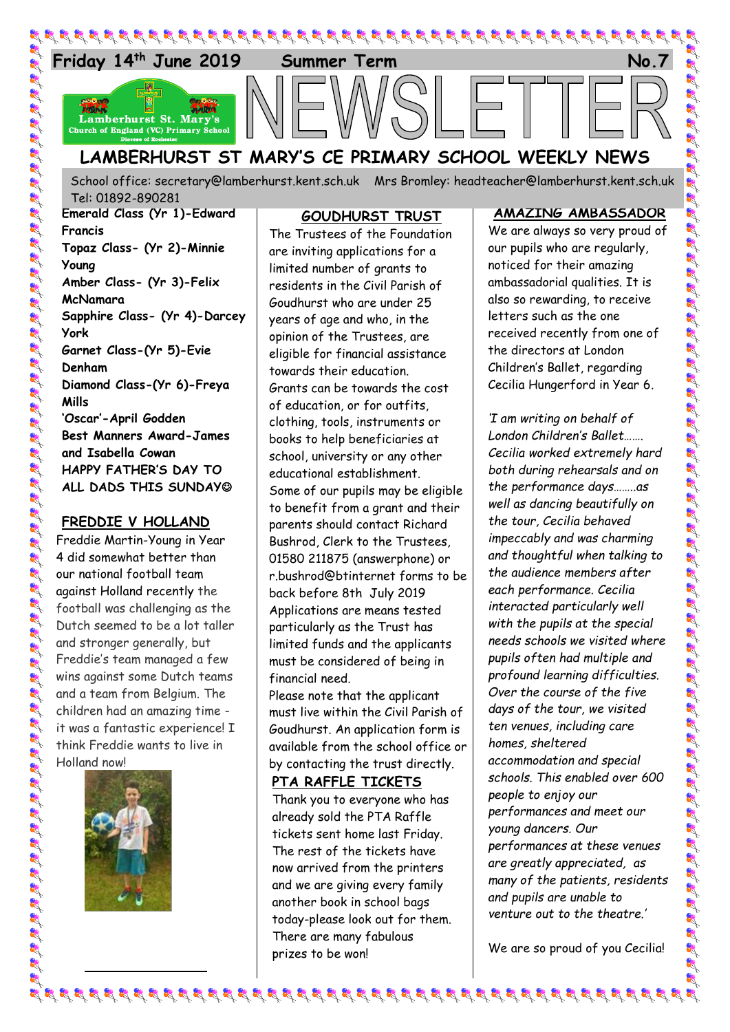**Friday 14th June 2019 Summer Term No.7**

# NEWSLETTER

## LAMBERHURST ST MARY'S CE PRIMARY SCHOOL WEEKLY NEWS

School office: secretary@lamberhurst.kent.sch.uk Mrs Bromley: headteacher@lamberhurst.kent.sch.uk Tel: 01892-890281

**Emerald Class (Yr 1)-Edward Francis**
**Topaz Class- (Yr 2)-Minnie Young**
**Amber Class- (Yr 3)-Felix McNamara**
**Sapphire Class- (Yr 4)-Darcey York**
**Garnet Class-(Yr 5)-Evie Denham**
**Diamond Class-(Yr 6)-Freya Mills**
**'Oscar'-April Godden**
**Best Manners Award-James and Isabella Cowan**
**HAPPY FATHER'S DAY TO ALL DADS THIS SUNDAY☺**

### FREDDIE V HOLLAND

Freddie Martin-Young in Year 4 did somewhat better than our national football team against Holland recently the football was challenging as the Dutch seemed to be a lot taller and stronger generally, but Freddie's team managed a few wins against some Dutch teams and a team from Belgium. The children had an amazing time - it was a fantastic experience! I think Freddie wants to live in Holland now!

### GOUDHURST TRUST

The Trustees of the Foundation are inviting applications for a limited number of grants to residents in the Civil Parish of Goudhurst who are under 25 years of age and who, in the opinion of the Trustees, are eligible for financial assistance towards their education.
Grants can be towards the cost of education, or for outfits, clothing, tools, instruments or books to help beneficiaries at school, university or any other educational establishment.
Some of our pupils may be eligible to benefit from a grant and their parents should contact Richard Bushrod, Clerk to the Trustees, 01580 211875 (answerphone) or r.bushrod@btinternet forms to be back before 8th July 2019
Applications are means tested particularly as the Trust has limited funds and the applicants must be considered of being in financial need.
Please note that the applicant must live within the Civil Parish of Goudhurst. An application form is available from the school office or by contacting the trust directly.

### PTA RAFFLE TICKETS

Thank you to everyone who has already sold the PTA Raffle tickets sent home last Friday. The rest of the tickets have now arrived from the printers and we are giving every family another book in school bags today-please look out for them. There are many fabulous prizes to be won!

### AMAZING AMBASSADOR

We are always so very proud of our pupils who are regularly, noticed for their amazing ambassadorial qualities. It is also so rewarding, to receive letters such as the one received recently from one of the directors at London Children's Ballet, regarding Cecilia Hungerford in Year 6.

*'I am writing on behalf of London Children's Ballet……. Cecilia worked extremely hard both during rehearsals and on the performance days……..as well as dancing beautifully on the tour, Cecilia behaved impeccably and was charming and thoughtful when talking to the audience members after each performance. Cecilia interacted particularly well with the pupils at the special needs schools we visited where pupils often had multiple and profound learning difficulties. Over the course of the five days of the tour, we visited ten venues, including care homes, sheltered accommodation and special schools. This enabled over 600 people to enjoy our performances and meet our young dancers. Our performances at these venues are greatly appreciated, as many of the patients, residents and pupils are unable to venture out to the theatre.'*

We are so proud of you Cecilia!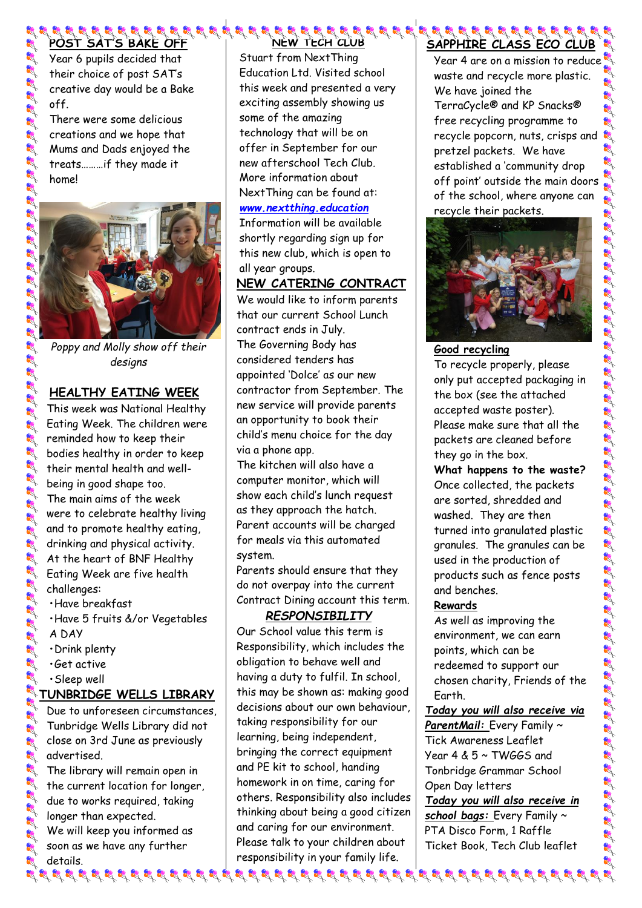## POST SAT'S BAKE OFF

Year 6 pupils decided that their choice of post SAT's creative day would be a Bake off.

There were some delicious creations and we hope that Mums and Dads enjoyed the treats………if they made it home!

*Poppy and Molly show off their designs*

## HEALTHY EATING WEEK

This week was National Healthy Eating Week. The children were reminded how to keep their bodies healthy in order to keep their mental health and well-being in good shape too.

The main aims of the week were to celebrate healthy living and to promote healthy eating, drinking and physical activity.

At the heart of BNF Healthy Eating Week are five health challenges:

- Have breakfast
- Have 5 fruits &/or Vegetables A DAY
- Drink plenty
- Get active
- Sleep well

## TUNBRIDGE WELLS LIBRARY

Due to unforeseen circumstances, Tunbridge Wells Library did not close on 3rd June as previously advertised.

The library will remain open in the current location for longer, due to works required, taking longer than expected.

We will keep you informed as soon as we have any further details.

## NEW TECH CLUB

Stuart from NextThing Education Ltd. Visited school this week and presented a very exciting assembly showing us some of the amazing technology that will be on offer in September for our new afterschool Tech Club. More information about NextThing can be found at: ***www.nextthing.education***

Information will be available shortly regarding sign up for this new club, which is open to all year groups.

## NEW CATERING CONTRACT

We would like to inform parents that our current School Lunch contract ends in July.

The Governing Body has considered tenders has appointed 'Dolce' as our new contractor from September. The new service will provide parents an opportunity to book their child's menu choice for the day via a phone app.

The kitchen will also have a computer monitor, which will show each child's lunch request as they approach the hatch. Parent accounts will be charged for meals via this automated system.

Parents should ensure that they do not overpay into the current Contract Dining account this term.

## *RESPONSIBILITY*

Our School value this term is Responsibility, which includes the obligation to behave well and having a duty to fulfil. In school, this may be shown as: making good decisions about our own behaviour, taking responsibility for our learning, being independent, bringing the correct equipment and PE kit to school, handing homework in on time, caring for others. Responsibility also includes thinking about being a good citizen and caring for our environment. Please talk to your children about responsibility in your family life.

## SAPPHIRE CLASS ECO CLUB

Year 4 are on a mission to reduce waste and recycle more plastic. We have joined the TerraCycle® and KP Snacks® free recycling programme to recycle popcorn, nuts, crisps and pretzel packets. We have established a 'community drop off point' outside the main doors of the school, where anyone can recycle their packets.

### Good recycling

To recycle properly, please only put accepted packaging in the box (see the attached accepted waste poster). Please make sure that all the packets are cleaned before they go in the box.

**What happens to the waste?**

Once collected, the packets are sorted, shredded and washed. They are then turned into granulated plastic granules. The granules can be used in the production of products such as fence posts and benches.

### Rewards

As well as improving the environment, we can earn points, which can be redeemed to support our chosen charity, Friends of the Earth.

***Today you will also receive via ParentMail:*** Every Family ~ Tick Awareness Leaflet
Year 4 & 5 ~ TWGGS and Tonbridge Grammar School Open Day letters

***Today you will also receive in school bags:*** Every Family ~ PTA Disco Form, 1 Raffle Ticket Book, Tech Club leaflet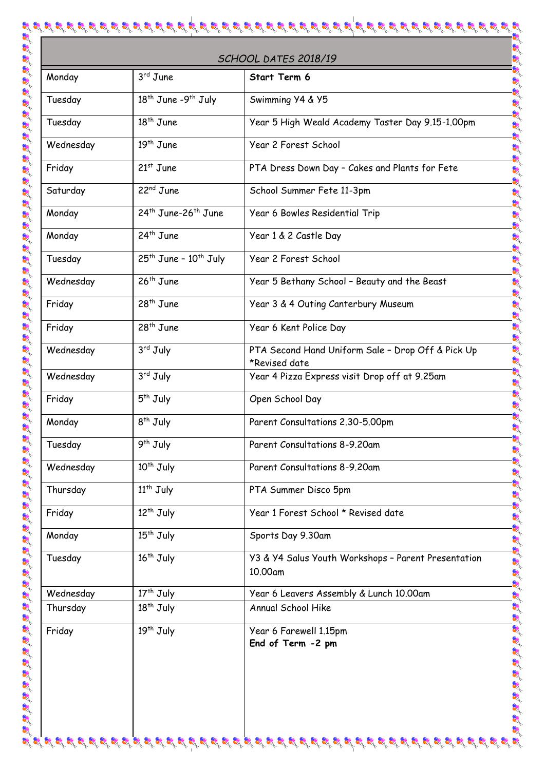| SCHOOL DATES 2018/19 | | |
|---|---|---|
| Monday | 3rd June | **Start Term 6** |
| Tuesday | 18th June -9th July | Swimming Y4 & Y5 |
| Tuesday | 18th June | Year 5 High Weald Academy Taster Day 9.15-1.00pm |
| Wednesday | 19th June | Year 2 Forest School |
| Friday | 21st June | PTA Dress Down Day – Cakes and Plants for Fete |
| Saturday | 22nd June | School Summer Fete 11-3pm |
| Monday | 24th June-26th June | Year 6 Bowles Residential Trip |
| Monday | 24th June | Year 1 & 2 Castle Day |
| Tuesday | 25th June – 10th July | Year 2 Forest School |
| Wednesday | 26th June | Year 5 Bethany School – Beauty and the Beast |
| Friday | 28th June | Year 3 & 4 Outing Canterbury Museum |
| Friday | 28th June | Year 6 Kent Police Day |
| Wednesday | 3rd July | PTA Second Hand Uniform Sale – Drop Off & Pick Up *Revised date |
| Wednesday | 3rd July | Year 4 Pizza Express visit Drop off at 9.25am |
| Friday | 5th July | Open School Day |
| Monday | 8th July | Parent Consultations 2.30-5.00pm |
| Tuesday | 9th July | Parent Consultations 8-9.20am |
| Wednesday | 10th July | Parent Consultations 8-9.20am |
| Thursday | 11th July | PTA Summer Disco 5pm |
| Friday | 12th July | Year 1 Forest School * Revised date |
| Monday | 15th July | Sports Day 9.30am |
| Tuesday | 16th July | Y3 & Y4 Salus Youth Workshops – Parent Presentation 10.00am |
| Wednesday | 17th July | Year 6 Leavers Assembly & Lunch 10.00am |
| Thursday | 18th July | Annual School Hike |
| Friday | 19th July | Year 6 Farewell 1.15pm **End of Term -2 pm** |